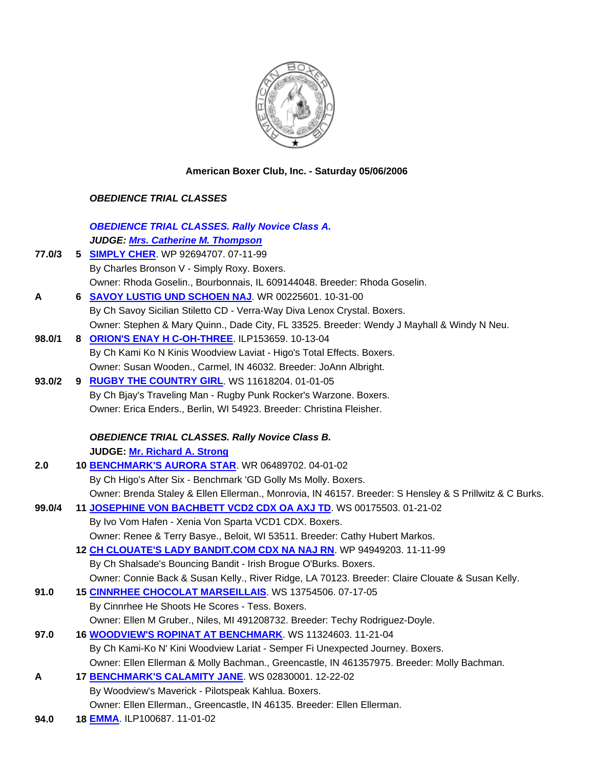**American Boxer Club, Inc. - Saturday 05/06/2006**

***OBEDIENCE TRIAL CLASSES***

***OBEDIENCE TRIAL CLASSES. Rally Novice Class A.***

***JUDGE: Mrs. Catherine M. Thompson***

**77.0/3** **5** **SIMPLY CHER**. WP 92694707. 07-11-99
By Charles Bronson V - Simply Roxy. Boxers.
Owner: Rhoda Goselin., Bourbonnais, IL 609144048. Breeder: Rhoda Goselin.

**A** **6** **SAVOY LUSTIG UND SCHOEN NAJ**. WR 00225601. 10-31-00
By Ch Savoy Sicilian Stiletto CD - Verra-Way Diva Lenox Crystal. Boxers.
Owner: Stephen & Mary Quinn., Dade City, FL 33525. Breeder: Wendy J Mayhall & Windy N Neu.

**98.0/1** **8** **ORION'S ENAY H C-OH-THREE**. ILP153659. 10-13-04
By Ch Kami Ko N Kinis Woodview Laviat - Higo's Total Effects. Boxers.
Owner: Susan Wooden., Carmel, IN 46032. Breeder: JoAnn Albright.

**93.0/2** **9** **RUGBY THE COUNTRY GIRL**. WS 11618204. 01-01-05
By Ch Bjay's Traveling Man - Rugby Punk Rocker's Warzone. Boxers.
Owner: Erica Enders., Berlin, WI 54923. Breeder: Christina Fleisher.

***OBEDIENCE TRIAL CLASSES. Rally Novice Class B.***

**JUDGE: Mr. Richard A. Strong**

**2.0** **10** **BENCHMARK'S AURORA STAR**. WR 06489702. 04-01-02
By Ch Higo's After Six - Benchmark 'GD Golly Ms Molly. Boxers.
Owner: Brenda Staley & Ellen Ellerman., Monrovia, IN 46157. Breeder: S Hensley & S Prillwitz & C Burks.

**99.0/4** **11** **JOSEPHINE VON BACHBETT VCD2 CDX OA AXJ TD**. WS 00175503. 01-21-02
By Ivo Vom Hafen - Xenia Von Sparta VCD1 CDX. Boxers.
Owner: Renee & Terry Basye., Beloit, WI 53511. Breeder: Cathy Hubert Markos.

**12** **CH CLOUATE'S LADY BANDIT.COM CDX NA NAJ RN**. WP 94949203. 11-11-99
By Ch Shalsade's Bouncing Bandit - Irish Brogue O'Burks. Boxers.
Owner: Connie Back & Susan Kelly., River Ridge, LA 70123. Breeder: Claire Clouate & Susan Kelly.

**91.0** **15** **CINNRHEE CHOCOLAT MARSEILLAIS**. WS 13754506. 07-17-05
By Cinnrhee He Shoots He Scores - Tess. Boxers.
Owner: Ellen M Gruber., Niles, MI 491208732. Breeder: Techy Rodriguez-Doyle.

**97.0** **16** **WOODVIEW'S ROPINAT AT BENCHMARK**. WS 11324603. 11-21-04
By Ch Kami-Ko N' Kini Woodview Lariat - Semper Fi Unexpected Journey. Boxers.
Owner: Ellen Ellerman & Molly Bachman., Greencastle, IN 461357975. Breeder: Molly Bachman.

**A** **17** **BENCHMARK'S CALAMITY JANE**. WS 02830001. 12-22-02
By Woodview's Maverick - Pilotspeak Kahlua. Boxers.
Owner: Ellen Ellerman., Greencastle, IN 46135. Breeder: Ellen Ellerman.

**94.0** **18** **EMMA**. ILP100687. 11-01-02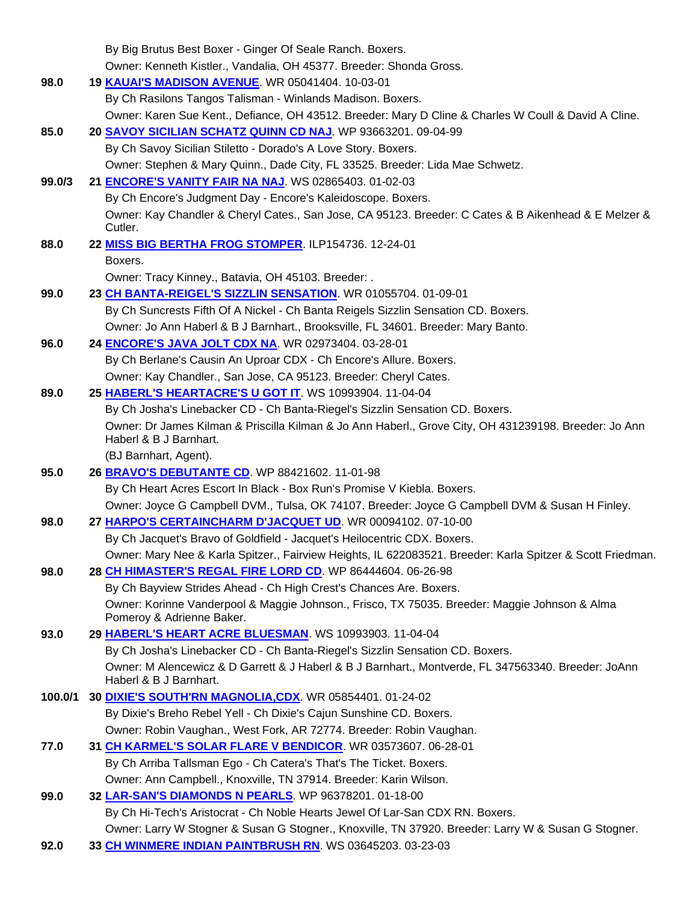By Big Brutus Best Boxer - Ginger Of Seale Ranch. Boxers.
Owner: Kenneth Kistler., Vandalia, OH 45377. Breeder: Shonda Gross.

**98.0** **19 KAUAI'S MADISON AVENUE**. WR 05041404. 10-03-01
By Ch Rasilons Tangos Talisman - Winlands Madison. Boxers.
Owner: Karen Sue Kent., Defiance, OH 43512. Breeder: Mary D Cline & Charles W Coull & David A Cline.

**85.0** **20 SAVOY SICILIAN SCHATZ QUINN CD NAJ**. WP 93663201. 09-04-99
By Ch Savoy Sicilian Stiletto - Dorado's A Love Story. Boxers.
Owner: Stephen & Mary Quinn., Dade City, FL 33525. Breeder: Lida Mae Schwetz.

**99.0/3** **21 ENCORE'S VANITY FAIR NA NAJ**. WS 02865403. 01-02-03
By Ch Encore's Judgment Day - Encore's Kaleidoscope. Boxers.
Owner: Kay Chandler & Cheryl Cates., San Jose, CA 95123. Breeder: C Cates & B Aikenhead & E Melzer & Cutler.

**88.0** **22 MISS BIG BERTHA FROG STOMPER**. ILP154736. 12-24-01
Boxers.
Owner: Tracy Kinney., Batavia, OH 45103. Breeder: .

**99.0** **23 CH BANTA-REIGEL'S SIZZLIN SENSATION**. WR 01055704. 01-09-01
By Ch Suncrests Fifth Of A Nickel - Ch Banta Reigels Sizzlin Sensation CD. Boxers.
Owner: Jo Ann Haberl & B J Barnhart., Brooksville, FL 34601. Breeder: Mary Banto.

**96.0** **24 ENCORE'S JAVA JOLT CDX NA**. WR 02973404. 03-28-01
By Ch Berlane's Causin An Uproar CDX - Ch Encore's Allure. Boxers.
Owner: Kay Chandler., San Jose, CA 95123. Breeder: Cheryl Cates.

**89.0** **25 HABERL'S HEARTACRE'S U GOT IT**. WS 10993904. 11-04-04
By Ch Josha's Linebacker CD - Ch Banta-Riegel's Sizzlin Sensation CD. Boxers.
Owner: Dr James Kilman & Priscilla Kilman & Jo Ann Haberl., Grove City, OH 431239198. Breeder: Jo Ann Haberl & B J Barnhart.
(BJ Barnhart, Agent).

**95.0** **26 BRAVO'S DEBUTANTE CD**. WP 88421602. 11-01-98
By Ch Heart Acres Escort In Black - Box Run's Promise V Kiebla. Boxers.
Owner: Joyce G Campbell DVM., Tulsa, OK 74107. Breeder: Joyce G Campbell DVM & Susan H Finley.

**98.0** **27 HARPO'S CERTAINCHARM D'JACQUET UD**. WR 00094102. 07-10-00
By Ch Jacquet's Bravo of Goldfield - Jacquet's Heilocentric CDX. Boxers.
Owner: Mary Nee & Karla Spitzer., Fairview Heights, IL 622083521. Breeder: Karla Spitzer & Scott Friedman.

**98.0** **28 CH HIMASTER'S REGAL FIRE LORD CD**. WP 86444604. 06-26-98
By Ch Bayview Strides Ahead - Ch High Crest's Chances Are. Boxers.
Owner: Korinne Vanderpool & Maggie Johnson., Frisco, TX 75035. Breeder: Maggie Johnson & Alma Pomeroy & Adrienne Baker.

**93.0** **29 HABERL'S HEART ACRE BLUESMAN**. WS 10993903. 11-04-04
By Ch Josha's Linebacker CD - Ch Banta-Riegel's Sizzlin Sensation CD. Boxers.
Owner: M Alencewicz & D Garrett & J Haberl & B J Barnhart., Montverde, FL 347563340. Breeder: JoAnn Haberl & B J Barnhart.

**100.0/1** **30 DIXIE'S SOUTH'RN MAGNOLIA,CDX**. WR 05854401. 01-24-02
By Dixie's Breho Rebel Yell - Ch Dixie's Cajun Sunshine CD. Boxers.
Owner: Robin Vaughan., West Fork, AR 72774. Breeder: Robin Vaughan.

**77.0** **31 CH KARMEL'S SOLAR FLARE V BENDICOR**. WR 03573607. 06-28-01
By Ch Arriba Tallsman Ego - Ch Catera's That's The Ticket. Boxers.
Owner: Ann Campbell., Knoxville, TN 37914. Breeder: Karin Wilson.

**99.0** **32 LAR-SAN'S DIAMONDS N PEARLS**. WP 96378201. 01-18-00
By Ch Hi-Tech's Aristocrat - Ch Noble Hearts Jewel Of Lar-San CDX RN. Boxers.
Owner: Larry W Stogner & Susan G Stogner., Knoxville, TN 37920. Breeder: Larry W & Susan G Stogner.

**92.0** **33 CH WINMERE INDIAN PAINTBRUSH RN**. WS 03645203. 03-23-03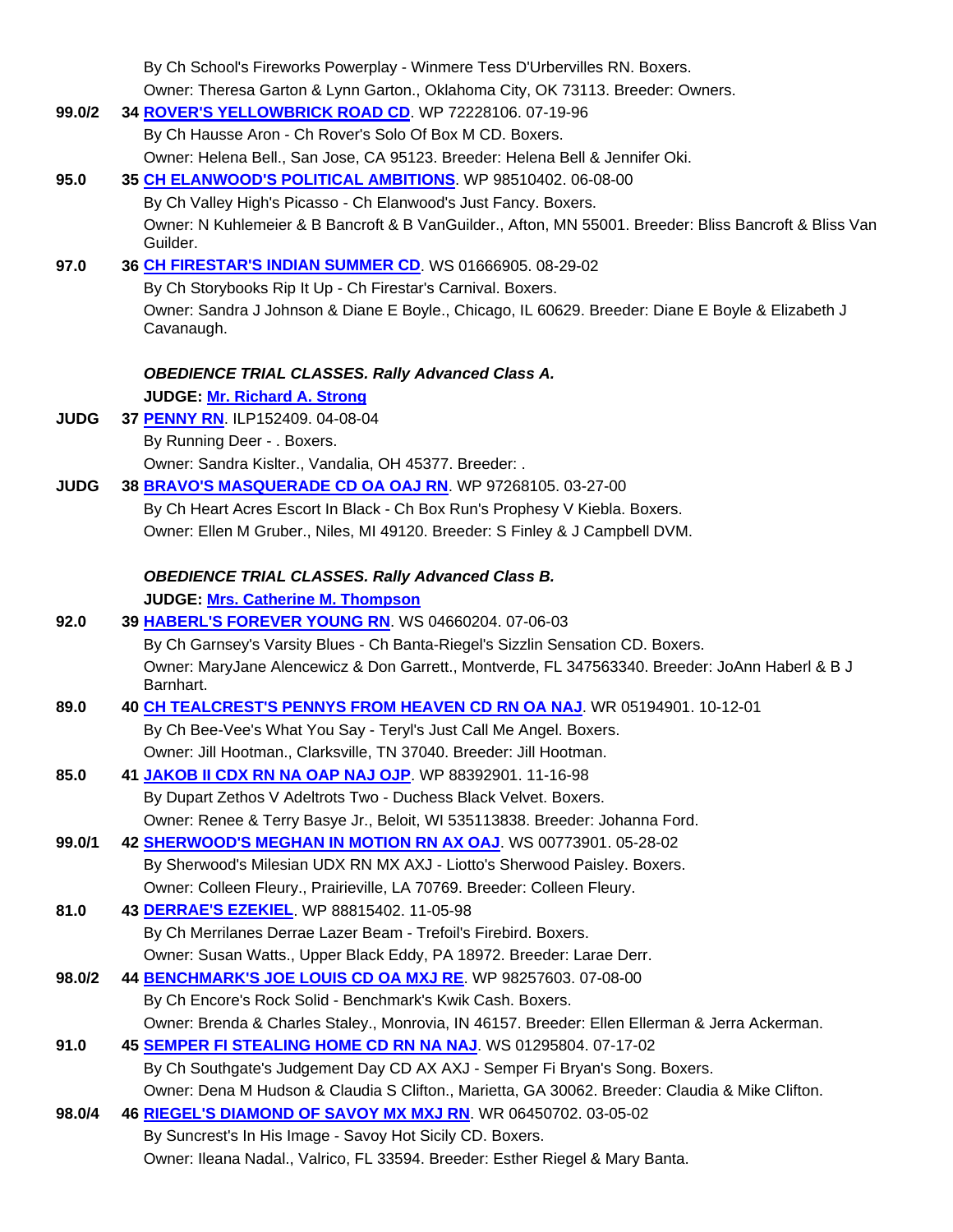By Ch School's Fireworks Powerplay - Winmere Tess D'Urbervilles RN. Boxers.
Owner: Theresa Garton & Lynn Garton., Oklahoma City, OK 73113. Breeder: Owners.

**99.0/2** **34 ROVER'S YELLOWBRICK ROAD CD**. WP 72228106. 07-19-96
By Ch Hausse Aron - Ch Rover's Solo Of Box M CD. Boxers.
Owner: Helena Bell., San Jose, CA 95123. Breeder: Helena Bell & Jennifer Oki.

**95.0** **35 CH ELANWOOD'S POLITICAL AMBITIONS**. WP 98510402. 06-08-00
By Ch Valley High's Picasso - Ch Elanwood's Just Fancy. Boxers.
Owner: N Kuhlemeier & B Bancroft & B VanGuilder., Afton, MN 55001. Breeder: Bliss Bancroft & Bliss Van Guilder.

**97.0** **36 CH FIRESTAR'S INDIAN SUMMER CD**. WS 01666905. 08-29-02
By Ch Storybooks Rip It Up - Ch Firestar's Carnival. Boxers.
Owner: Sandra J Johnson & Diane E Boyle., Chicago, IL 60629. Breeder: Diane E Boyle & Elizabeth J Cavanaugh.

***OBEDIENCE TRIAL CLASSES. Rally Advanced Class A.***

**JUDGE: Mr. Richard A. Strong**

**JUDG** **37 PENNY RN**. ILP152409. 04-08-04
By Running Deer - . Boxers.
Owner: Sandra Kislter., Vandalia, OH 45377. Breeder: .

**JUDG** **38 BRAVO'S MASQUERADE CD OA OAJ RN**. WP 97268105. 03-27-00
By Ch Heart Acres Escort In Black - Ch Box Run's Prophesy V Kiebla. Boxers.
Owner: Ellen M Gruber., Niles, MI 49120. Breeder: S Finley & J Campbell DVM.

***OBEDIENCE TRIAL CLASSES. Rally Advanced Class B.***

**JUDGE: Mrs. Catherine M. Thompson**

**92.0** **39 HABERL'S FOREVER YOUNG RN**. WS 04660204. 07-06-03
By Ch Garnsey's Varsity Blues - Ch Banta-Riegel's Sizzlin Sensation CD. Boxers.
Owner: MaryJane Alencewicz & Don Garrett., Montverde, FL 347563340. Breeder: JoAnn Haberl & B J Barnhart.

**89.0** **40 CH TEALCREST'S PENNYS FROM HEAVEN CD RN OA NAJ**. WR 05194901. 10-12-01
By Ch Bee-Vee's What You Say - Teryl's Just Call Me Angel. Boxers.
Owner: Jill Hootman., Clarksville, TN 37040. Breeder: Jill Hootman.

**85.0** **41 JAKOB II CDX RN NA OAP NAJ OJP**. WP 88392901. 11-16-98
By Dupart Zethos V Adeltrots Two - Duchess Black Velvet. Boxers.
Owner: Renee & Terry Basye Jr., Beloit, WI 535113838. Breeder: Johanna Ford.

**99.0/1** **42 SHERWOOD'S MEGHAN IN MOTION RN AX OAJ**. WS 00773901. 05-28-02
By Sherwood's Milesian UDX RN MX AXJ - Liotto's Sherwood Paisley. Boxers.
Owner: Colleen Fleury., Prairieville, LA 70769. Breeder: Colleen Fleury.

**81.0** **43 DERRAE'S EZEKIEL**. WP 88815402. 11-05-98
By Ch Merrilanes Derrae Lazer Beam - Trefoil's Firebird. Boxers.
Owner: Susan Watts., Upper Black Eddy, PA 18972. Breeder: Larae Derr.

**98.0/2** **44 BENCHMARK'S JOE LOUIS CD OA MXJ RE**. WP 98257603. 07-08-00
By Ch Encore's Rock Solid - Benchmark's Kwik Cash. Boxers.
Owner: Brenda & Charles Staley., Monrovia, IN 46157. Breeder: Ellen Ellerman & Jerra Ackerman.

**91.0** **45 SEMPER FI STEALING HOME CD RN NA NAJ**. WS 01295804. 07-17-02
By Ch Southgate's Judgement Day CD AX AXJ - Semper Fi Bryan's Song. Boxers.
Owner: Dena M Hudson & Claudia S Clifton., Marietta, GA 30062. Breeder: Claudia & Mike Clifton.

**98.0/4** **46 RIEGEL'S DIAMOND OF SAVOY MX MXJ RN**. WR 06450702. 03-05-02
By Suncrest's In His Image - Savoy Hot Sicily CD. Boxers.
Owner: Ileana Nadal., Valrico, FL 33594. Breeder: Esther Riegel & Mary Banta.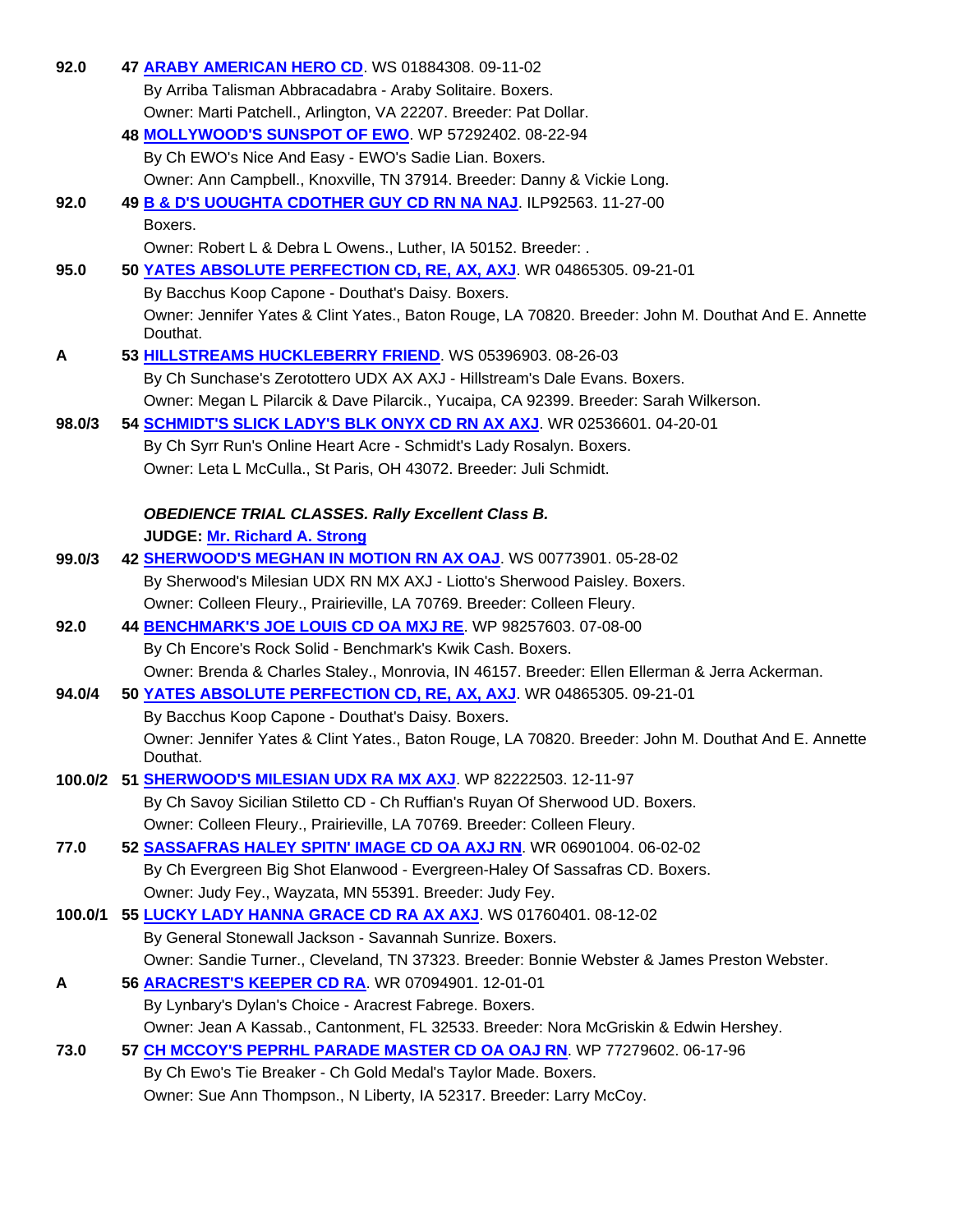**92.0** **47 ARABY AMERICAN HERO CD**. WS 01884308. 09-11-02
By Arriba Talisman Abbracadabra - Araby Solitaire. Boxers.
Owner: Marti Patchell., Arlington, VA 22207. Breeder: Pat Dollar.

**48 MOLLYWOOD'S SUNSPOT OF EWO**. WP 57292402. 08-22-94
By Ch EWO's Nice And Easy - EWO's Sadie Lian. Boxers.
Owner: Ann Campbell., Knoxville, TN 37914. Breeder: Danny & Vickie Long.

**92.0** **49 B & D'S UOUGHTA CDOTHER GUY CD RN NA NAJ**. ILP92563. 11-27-00
Boxers.
Owner: Robert L & Debra L Owens., Luther, IA 50152. Breeder: .

**95.0** **50 YATES ABSOLUTE PERFECTION CD, RE, AX, AXJ**. WR 04865305. 09-21-01
By Bacchus Koop Capone - Douthat's Daisy. Boxers.
Owner: Jennifer Yates & Clint Yates., Baton Rouge, LA 70820. Breeder: John M. Douthat And E. Annette Douthat.

**A** **53 HILLSTREAMS HUCKLEBERRY FRIEND**. WS 05396903. 08-26-03
By Ch Sunchase's Zerotottero UDX AX AXJ - Hillstream's Dale Evans. Boxers.
Owner: Megan L Pilarcik & Dave Pilarcik., Yucaipa, CA 92399. Breeder: Sarah Wilkerson.

**98.0/3** **54 SCHMIDT'S SLICK LADY'S BLK ONYX CD RN AX AXJ**. WR 02536601. 04-20-01
By Ch Syrr Run's Online Heart Acre - Schmidt's Lady Rosalyn. Boxers.
Owner: Leta L McCulla., St Paris, OH 43072. Breeder: Juli Schmidt.

***OBEDIENCE TRIAL CLASSES. Rally Excellent Class B.***

**JUDGE: Mr. Richard A. Strong**

**99.0/3** **42 SHERWOOD'S MEGHAN IN MOTION RN AX OAJ**. WS 00773901. 05-28-02
By Sherwood's Milesian UDX RN MX AXJ - Liotto's Sherwood Paisley. Boxers.
Owner: Colleen Fleury., Prairieville, LA 70769. Breeder: Colleen Fleury.

**92.0** **44 BENCHMARK'S JOE LOUIS CD OA MXJ RE**. WP 98257603. 07-08-00
By Ch Encore's Rock Solid - Benchmark's Kwik Cash. Boxers.
Owner: Brenda & Charles Staley., Monrovia, IN 46157. Breeder: Ellen Ellerman & Jerra Ackerman.

**94.0/4** **50 YATES ABSOLUTE PERFECTION CD, RE, AX, AXJ**. WR 04865305. 09-21-01
By Bacchus Koop Capone - Douthat's Daisy. Boxers.
Owner: Jennifer Yates & Clint Yates., Baton Rouge, LA 70820. Breeder: John M. Douthat And E. Annette Douthat.

**100.0/2** **51 SHERWOOD'S MILESIAN UDX RA MX AXJ**. WP 82222503. 12-11-97
By Ch Savoy Sicilian Stiletto CD - Ch Ruffian's Ruyan Of Sherwood UD. Boxers.
Owner: Colleen Fleury., Prairieville, LA 70769. Breeder: Colleen Fleury.

**77.0** **52 SASSAFRAS HALEY SPITN' IMAGE CD OA AXJ RN**. WR 06901004. 06-02-02
By Ch Evergreen Big Shot Elanwood - Evergreen-Haley Of Sassafras CD. Boxers.
Owner: Judy Fey., Wayzata, MN 55391. Breeder: Judy Fey.

**100.0/1** **55 LUCKY LADY HANNA GRACE CD RA AX AXJ**. WS 01760401. 08-12-02
By General Stonewall Jackson - Savannah Sunrize. Boxers.
Owner: Sandie Turner., Cleveland, TN 37323. Breeder: Bonnie Webster & James Preston Webster.

**A** **56 ARACREST'S KEEPER CD RA**. WR 07094901. 12-01-01
By Lynbary's Dylan's Choice - Aracrest Fabrege. Boxers.
Owner: Jean A Kassab., Cantonment, FL 32533. Breeder: Nora McGriskin & Edwin Hershey.

**73.0** **57 CH MCCOY'S PEPRHL PARADE MASTER CD OA OAJ RN**. WP 77279602. 06-17-96
By Ch Ewo's Tie Breaker - Ch Gold Medal's Taylor Made. Boxers.
Owner: Sue Ann Thompson., N Liberty, IA 52317. Breeder: Larry McCoy.